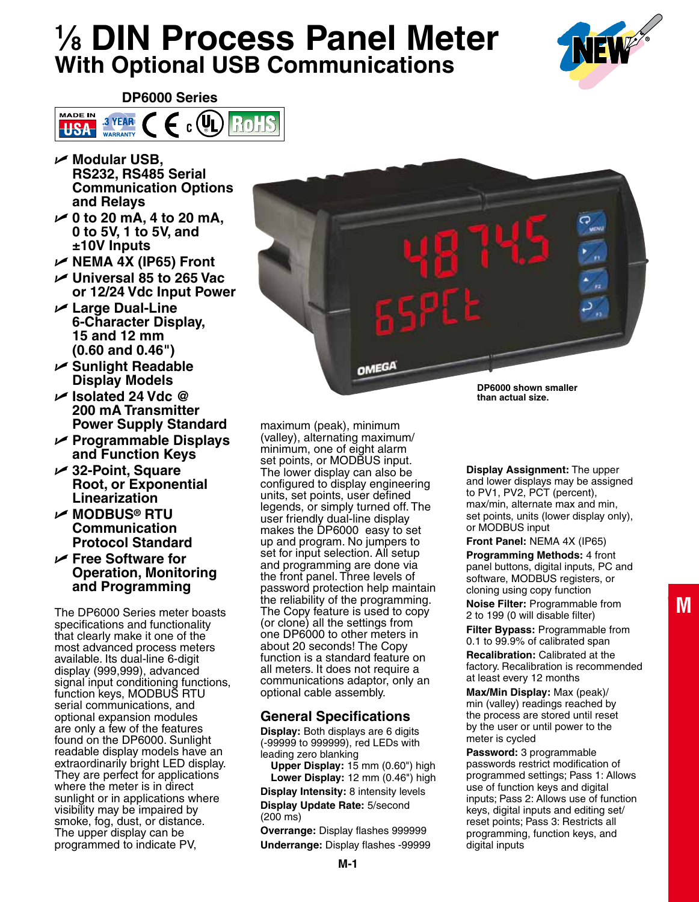# ⅛ DIN Process Panel Meter

## With Optional USB Communications

**DP6000 Series**

- **Modular USB, RS232, RS485 Serial Communication Options and Relays**
- **0 to 20 mA, 4 to 20 mA, 0 to 5V, 1 to 5V, and ±10V Inputs**
- **NEMA 4X (IP65) Front**
- **Universal 85 to 265 Vac or 12/24 Vdc Input Power**
- **Large Dual-Line 6-Character Display, 15 and 12 mm (0.60 and 0.46")**
- **Sunlight Readable Display Models**
- **Isolated 24 Vdc @ 200 mA Transmitter Power Supply Standard**
- **Programmable Displays and Function Keys**
- **32-Point, Square Root, or Exponential Linearization**
- **MODBUS® RTU Communication Protocol Standard**
- **Free Software for Operation, Monitoring and Programming**

DP6000 shown smaller than actual size.

The DP6000 Series meter boasts specifications and functionality that clearly make it one of the most advanced process meters available. Its dual-line 6-digit display (999,999), advanced signal input conditioning functions, function keys, MODBUS RTU serial communications, and optional expansion modules are only a few of the features found on the DP6000. Sunlight readable display models have an extraordinarily bright LED display. They are perfect for applications where the meter is in direct sunlight or in applications where visibility may be impaired by smoke, fog, dust, or distance. The upper display can be programmed to indicate PV, maximum (peak), minimum (valley), alternating maximum/minimum, one of eight alarm set points, or MODBUS input. The lower display can also be configured to display engineering units, set points, user defined legends, or simply turned off. The user friendly dual-line display makes the DP6000 easy to set up and program. No jumpers to set for input selection. All setup and programming are done via the front panel. Three levels of password protection help maintain the reliability of the programming. The Copy feature is used to copy (or clone) all the settings from one DP6000 to other meters in about 20 seconds! The Copy function is a standard feature on all meters. It does not require a communications adaptor, only an optional cable assembly.

## General Specifications

**Display:** Both displays are 6 digits (-99999 to 999999), red LEDs with leading zero blanking
**Upper Display:** 15 mm (0.60") high
**Lower Display:** 12 mm (0.46") high

**Display Intensity:** 8 intensity levels

**Display Update Rate:** 5/second (200 ms)

**Overrange:** Display flashes 999999

**Underrange:** Display flashes -99999

**Display Assignment:** The upper and lower displays may be assigned to PV1, PV2, PCT (percent), max/min, alternate max and min, set points, units (lower display only), or MODBUS input

**Front Panel:** NEMA 4X (IP65)

**Programming Methods:** 4 front panel buttons, digital inputs, PC and software, MODBUS registers, or cloning using copy function

**Noise Filter:** Programmable from 2 to 199 (0 will disable filter)

**Filter Bypass:** Programmable from 0.1 to 99.9% of calibrated span

**Recalibration:** Calibrated at the factory. Recalibration is recommended at least every 12 months

**Max/Min Display:** Max (peak)/ min (valley) readings reached by the process are stored until reset by the user or until power to the meter is cycled

**Password:** 3 programmable passwords restrict modification of programmed settings; Pass 1: Allows use of function keys and digital inputs; Pass 2: Allows use of function keys, digital inputs and editing set/ reset points; Pass 3: Restricts all programming, function keys, and digital inputs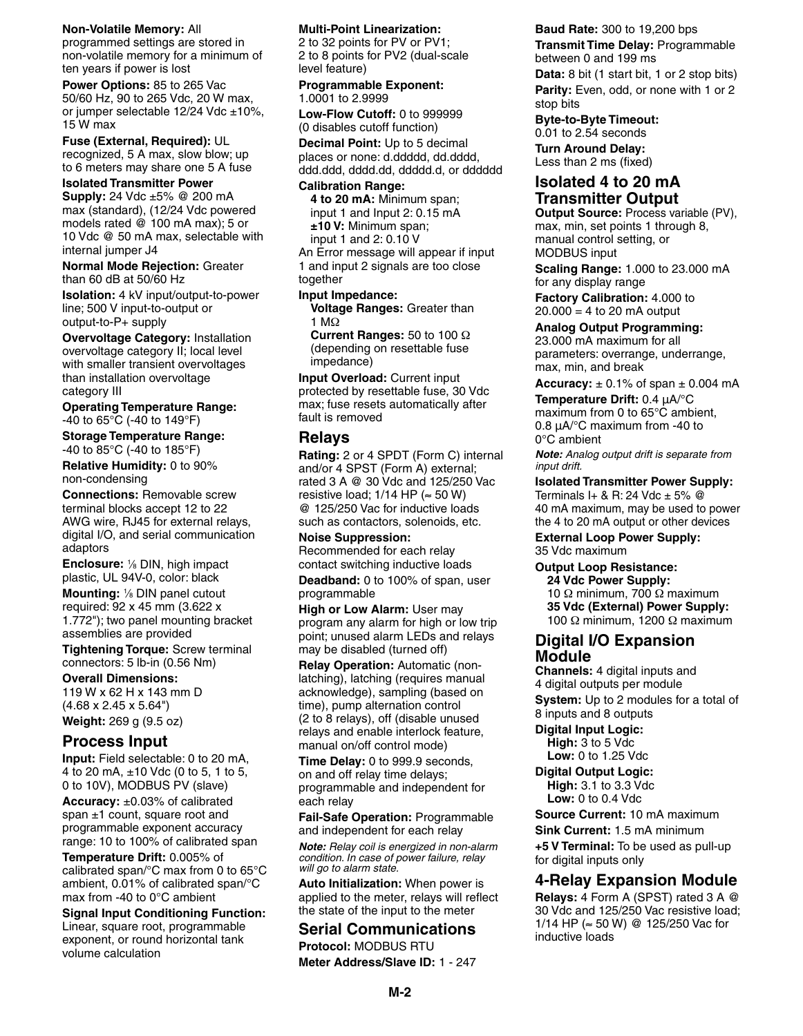**Non-Volatile Memory:** All programmed settings are stored in non-volatile memory for a minimum of ten years if power is lost

**Power Options:** 85 to 265 Vac 50/60 Hz, 90 to 265 Vdc, 20 W max, or jumper selectable 12/24 Vdc ±10%, 15 W max

**Fuse (External, Required):** UL recognized, 5 A max, slow blow; up to 6 meters may share one 5 A fuse

**Isolated Transmitter Power Supply:** 24 Vdc ±5% @ 200 mA max (standard), (12/24 Vdc powered models rated @ 100 mA max); 5 or 10 Vdc @ 50 mA max, selectable with internal jumper J4

**Normal Mode Rejection:** Greater than 60 dB at 50/60 Hz

**Isolation:** 4 kV input/output-to-power line; 500 V input-to-output or output-to-P+ supply

**Overvoltage Category:** Installation overvoltage category II; local level with smaller transient overvoltages than installation overvoltage category III

**Operating Temperature Range:** -40 to 65°C (-40 to 149°F)

**Storage Temperature Range:** -40 to 85°C (-40 to 185°F)

**Relative Humidity:** 0 to 90% non-condensing

**Connections:** Removable screw terminal blocks accept 12 to 22 AWG wire, RJ45 for external relays, digital I/O, and serial communication adaptors

**Enclosure:** ⅛ DIN, high impact plastic, UL 94V-0, color: black

**Mounting:** ⅛ DIN panel cutout required: 92 x 45 mm (3.622 x 1.772"); two panel mounting bracket assemblies are provided

**Tightening Torque:** Screw terminal connectors: 5 lb-in (0.56 Nm)

**Overall Dimensions:** 119 W x 62 H x 143 mm D (4.68 x 2.45 x 5.64")

**Weight:** 269 g (9.5 oz)

## Process Input

**Input:** Field selectable: 0 to 20 mA, 4 to 20 mA, ±10 Vdc (0 to 5, 1 to 5, 0 to 10V), MODBUS PV (slave)

**Accuracy:** ±0.03% of calibrated span ±1 count, square root and programmable exponent accuracy range: 10 to 100% of calibrated span

**Temperature Drift:** 0.005% of calibrated span/°C max from 0 to 65°C ambient, 0.01% of calibrated span/°C max from -40 to 0°C ambient

**Signal Input Conditioning Function:** Linear, square root, programmable exponent, or round horizontal tank volume calculation

**Multi-Point Linearization:** 2 to 32 points for PV or PV1; 2 to 8 points for PV2 (dual-scale level feature)

**Programmable Exponent:** 1.0001 to 2.9999

**Low-Flow Cutoff:** 0 to 999999 (0 disables cutoff function)

**Decimal Point:** Up to 5 decimal places or none: d.ddddd, dd.dddd, ddd.ddd, dddd.dd, ddddd.d, or dddddd

**Calibration Range:**
**4 to 20 mA:** Minimum span; input 1 and Input 2: 0.15 mA
**±10 V:** Minimum span; input 1 and 2: 0.10 V

An Error message will appear if input 1 and input 2 signals are too close together

**Input Impedance:**
**Voltage Ranges:** Greater than 1 MΩ
**Current Ranges:** 50 to 100 Ω (depending on resettable fuse impedance)

**Input Overload:** Current input protected by resettable fuse, 30 Vdc max; fuse resets automatically after fault is removed

## Relays

**Rating:** 2 or 4 SPDT (Form C) internal and/or 4 SPST (Form A) external; rated 3 A @ 30 Vdc and 125/250 Vac resistive load; 1/14 HP (≈ 50 W) @ 125/250 Vac for inductive loads such as contactors, solenoids, etc.

**Noise Suppression:** Recommended for each relay contact switching inductive loads

**Deadband:** 0 to 100% of span, user programmable

**High or Low Alarm:** User may program any alarm for high or low trip point; unused alarm LEDs and relays may be disabled (turned off)

**Relay Operation:** Automatic (non-latching), latching (requires manual acknowledge), sampling (based on time), pump alternation control (2 to 8 relays), off (disable unused relays and enable interlock feature, manual on/off control mode)

**Time Delay:** 0 to 999.9 seconds, on and off relay time delays; programmable and independent for each relay

**Fail-Safe Operation:** Programmable and independent for each relay

***Note:*** *Relay coil is energized in non-alarm condition. In case of power failure, relay will go to alarm state.*

**Auto Initialization:** When power is applied to the meter, relays will reflect the state of the input to the meter

## Serial Communications

**Protocol:** MODBUS RTU

**Meter Address/Slave ID:** 1 - 247

**Baud Rate:** 300 to 19,200 bps

**Transmit Time Delay:** Programmable between 0 and 199 ms

**Data:** 8 bit (1 start bit, 1 or 2 stop bits)

**Parity:** Even, odd, or none with 1 or 2 stop bits

**Byte-to-Byte Timeout:** 0.01 to 2.54 seconds

**Turn Around Delay:** Less than 2 ms (fixed)

## Isolated 4 to 20 mA Transmitter Output

**Output Source:** Process variable (PV), max, min, set points 1 through 8, manual control setting, or MODBUS input

**Scaling Range:** 1.000 to 23.000 mA for any display range

**Factory Calibration:** 4.000 to 20.000 = 4 to 20 mA output

**Analog Output Programming:** 23.000 mA maximum for all parameters: overrange, underrange, max, min, and break

**Accuracy:** ± 0.1% of span ± 0.004 mA

**Temperature Drift:** 0.4 μA/°C maximum from 0 to 65°C ambient, 0.8 μA/°C maximum from -40 to 0°C ambient

***Note:*** *Analog output drift is separate from input drift.*

**Isolated Transmitter Power Supply:** Terminals I+ & R: 24 Vdc ± 5% @ 40 mA maximum, may be used to power the 4 to 20 mA output or other devices

**External Loop Power Supply:** 35 Vdc maximum

**Output Loop Resistance:**
**24 Vdc Power Supply:** 10 Ω minimum, 700 Ω maximum
**35 Vdc (External) Power Supply:** 100 Ω minimum, 1200 Ω maximum

## Digital I/O Expansion Module

**Channels:** 4 digital inputs and 4 digital outputs per module

**System:** Up to 2 modules for a total of 8 inputs and 8 outputs

**Digital Input Logic:**
**High:** 3 to 5 Vdc
**Low:** 0 to 1.25 Vdc

**Digital Output Logic:**
**High:** 3.1 to 3.3 Vdc
**Low:** 0 to 0.4 Vdc

**Source Current:** 10 mA maximum

**Sink Current:** 1.5 mA minimum

**+5 V Terminal:** To be used as pull-up for digital inputs only

## 4-Relay Expansion Module

**Relays:** 4 Form A (SPST) rated 3 A @ 30 Vdc and 125/250 Vac resistive load; 1/14 HP (≈ 50 W) @ 125/250 Vac for inductive loads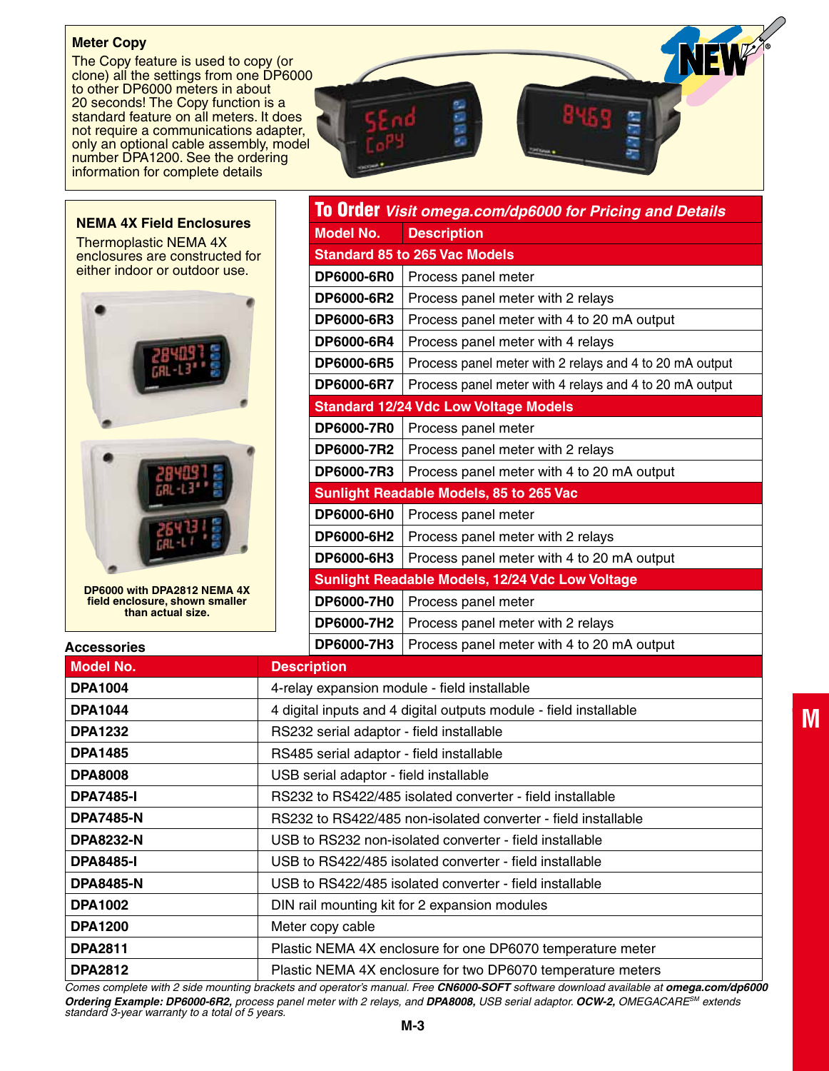## Meter Copy

The Copy feature is used to copy (or clone) all the settings from one DP6000 to other DP6000 meters in about 20 seconds! The Copy function is a standard feature on all meters. It does not require a communications adapter, only an optional cable assembly, model number DPA1200. See the ordering information for complete details

## NEMA 4X Field Enclosures

Thermoplastic NEMA 4X enclosures are constructed for either indoor or outdoor use.

**DP6000 with DPA2812 NEMA 4X field enclosure, shown smaller than actual size.**

## To Order *Visit omega.com/dp6000 for Pricing and Details*

| Model No. | Description |
|---|---|
| **Standard 85 to 265 Vac Models** | |
| **DP6000-6R0** | Process panel meter |
| **DP6000-6R2** | Process panel meter with 2 relays |
| **DP6000-6R3** | Process panel meter with 4 to 20 mA output |
| **DP6000-6R4** | Process panel meter with 4 relays |
| **DP6000-6R5** | Process panel meter with 2 relays and 4 to 20 mA output |
| **DP6000-6R7** | Process panel meter with 4 relays and 4 to 20 mA output |
| **Standard 12/24 Vdc Low Voltage Models** | |
| **DP6000-7R0** | Process panel meter |
| **DP6000-7R2** | Process panel meter with 2 relays |
| **DP6000-7R3** | Process panel meter with 4 to 20 mA output |
| **Sunlight Readable Models, 85 to 265 Vac** | |
| **DP6000-6H0** | Process panel meter |
| **DP6000-6H2** | Process panel meter with 2 relays |
| **DP6000-6H3** | Process panel meter with 4 to 20 mA output |
| **Sunlight Readable Models, 12/24 Vdc Low Voltage** | |
| **DP6000-7H0** | Process panel meter |
| **DP6000-7H2** | Process panel meter with 2 relays |
| **DP6000-7H3** | Process panel meter with 4 to 20 mA output |

### Accessories

| Model No. | Description |
|---|---|
| **DPA1004** | 4-relay expansion module - field installable |
| **DPA1044** | 4 digital inputs and 4 digital outputs module - field installable |
| **DPA1232** | RS232 serial adaptor - field installable |
| **DPA1485** | RS485 serial adaptor - field installable |
| **DPA8008** | USB serial adaptor - field installable |
| **DPA7485-I** | RS232 to RS422/485 isolated converter - field installable |
| **DPA7485-N** | RS232 to RS422/485 non-isolated converter - field installable |
| **DPA8232-N** | USB to RS232 non-isolated converter - field installable |
| **DPA8485-I** | USB to RS422/485 isolated converter - field installable |
| **DPA8485-N** | USB to RS422/485 isolated converter - field installable |
| **DPA1002** | DIN rail mounting kit for 2 expansion modules |
| **DPA1200** | Meter copy cable |
| **DPA2811** | Plastic NEMA 4X enclosure for one DP6070 temperature meter |
| **DPA2812** | Plastic NEMA 4X enclosure for two DP6070 temperature meters |

*Comes complete with 2 side mounting brackets and operator's manual. Free **CN6000-SOFT** software download available at **omega.com/dp6000***

***Ordering Example: DP6000-6R2,** process panel meter with 2 relays, and **DPA8008,** USB serial adaptor. **OCW-2,** OMEGACARE[SM] extends standard 3-year warranty to a total of 5 years.*